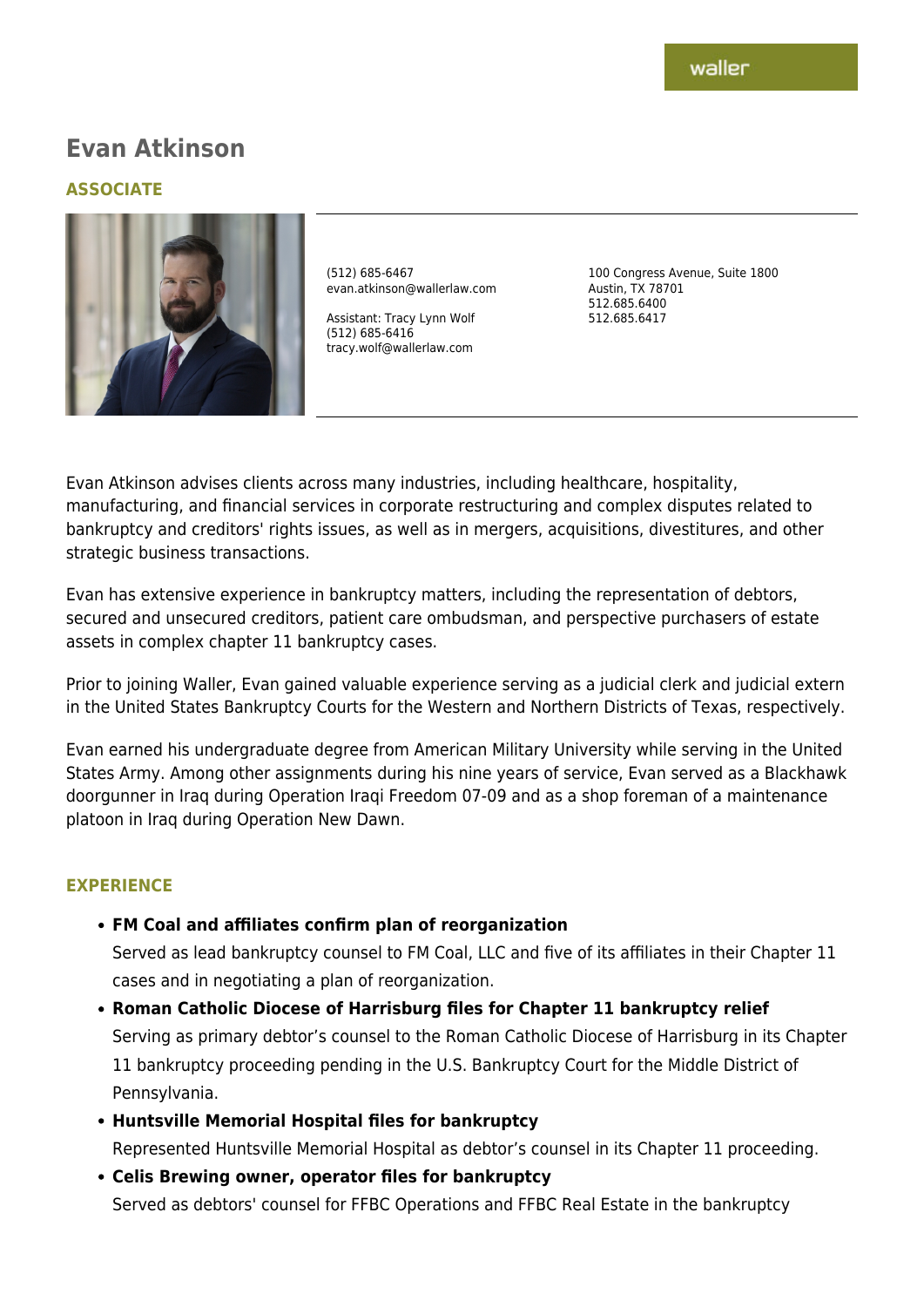waller

# Evan Atkinson

## ASSOCIATE

(512) 685-6467
evan.atkinson@wallerlaw.com

Assistant: Tracy Lynn Wolf
(512) 685-6416
tracy.wolf@wallerlaw.com

100 Congress Avenue, Suite 1800
Austin, TX 78701
512.685.6400
512.685.6417

Evan Atkinson advises clients across many industries, including healthcare, hospitality, manufacturing, and financial services in corporate restructuring and complex disputes related to bankruptcy and creditors' rights issues, as well as in mergers, acquisitions, divestitures, and other strategic business transactions.

Evan has extensive experience in bankruptcy matters, including the representation of debtors, secured and unsecured creditors, patient care ombudsman, and perspective purchasers of estate assets in complex chapter 11 bankruptcy cases.

Prior to joining Waller, Evan gained valuable experience serving as a judicial clerk and judicial extern in the United States Bankruptcy Courts for the Western and Northern Districts of Texas, respectively.

Evan earned his undergraduate degree from American Military University while serving in the United States Army. Among other assignments during his nine years of service, Evan served as a Blackhawk doorgunner in Iraq during Operation Iraqi Freedom 07-09 and as a shop foreman of a maintenance platoon in Iraq during Operation New Dawn.

## EXPERIENCE

- **FM Coal and affiliates confirm plan of reorganization**
  Served as lead bankruptcy counsel to FM Coal, LLC and five of its affiliates in their Chapter 11 cases and in negotiating a plan of reorganization.
- **Roman Catholic Diocese of Harrisburg files for Chapter 11 bankruptcy relief**
  Serving as primary debtor's counsel to the Roman Catholic Diocese of Harrisburg in its Chapter 11 bankruptcy proceeding pending in the U.S. Bankruptcy Court for the Middle District of Pennsylvania.
- **Huntsville Memorial Hospital files for bankruptcy**
  Represented Huntsville Memorial Hospital as debtor's counsel in its Chapter 11 proceeding.
- **Celis Brewing owner, operator files for bankruptcy**
  Served as debtors' counsel for FFBC Operations and FFBC Real Estate in the bankruptcy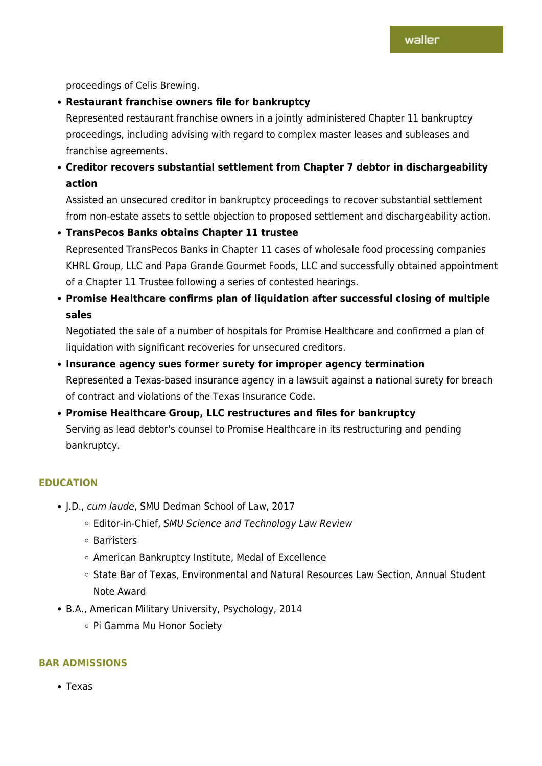proceedings of Celis Brewing.

- **Restaurant franchise owners file for bankruptcy**
  Represented restaurant franchise owners in a jointly administered Chapter 11 bankruptcy proceedings, including advising with regard to complex master leases and subleases and franchise agreements.
- **Creditor recovers substantial settlement from Chapter 7 debtor in dischargeability action**
  Assisted an unsecured creditor in bankruptcy proceedings to recover substantial settlement from non-estate assets to settle objection to proposed settlement and dischargeability action.
- **TransPecos Banks obtains Chapter 11 trustee**
  Represented TransPecos Banks in Chapter 11 cases of wholesale food processing companies KHRL Group, LLC and Papa Grande Gourmet Foods, LLC and successfully obtained appointment of a Chapter 11 Trustee following a series of contested hearings.
- **Promise Healthcare confirms plan of liquidation after successful closing of multiple sales**
  Negotiated the sale of a number of hospitals for Promise Healthcare and confirmed a plan of liquidation with significant recoveries for unsecured creditors.
- **Insurance agency sues former surety for improper agency termination**
  Represented a Texas-based insurance agency in a lawsuit against a national surety for breach of contract and violations of the Texas Insurance Code.
- **Promise Healthcare Group, LLC restructures and files for bankruptcy**
  Serving as lead debtor's counsel to Promise Healthcare in its restructuring and pending bankruptcy.

## EDUCATION

- J.D., *cum laude*, SMU Dedman School of Law, 2017
  - Editor-in-Chief, *SMU Science and Technology Law Review*
  - Barristers
  - American Bankruptcy Institute, Medal of Excellence
  - State Bar of Texas, Environmental and Natural Resources Law Section, Annual Student Note Award
- B.A., American Military University, Psychology, 2014
  - Pi Gamma Mu Honor Society

## BAR ADMISSIONS

- Texas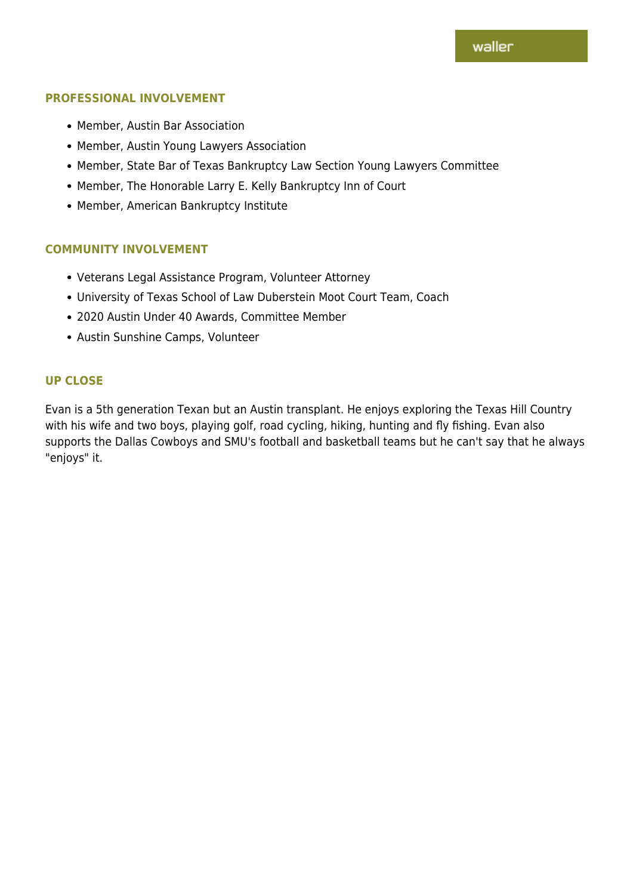## PROFESSIONAL INVOLVEMENT

- Member, Austin Bar Association
- Member, Austin Young Lawyers Association
- Member, State Bar of Texas Bankruptcy Law Section Young Lawyers Committee
- Member, The Honorable Larry E. Kelly Bankruptcy Inn of Court
- Member, American Bankruptcy Institute

## COMMUNITY INVOLVEMENT

- Veterans Legal Assistance Program, Volunteer Attorney
- University of Texas School of Law Duberstein Moot Court Team, Coach
- 2020 Austin Under 40 Awards, Committee Member
- Austin Sunshine Camps, Volunteer

## UP CLOSE

Evan is a 5th generation Texan but an Austin transplant. He enjoys exploring the Texas Hill Country with his wife and two boys, playing golf, road cycling, hiking, hunting and fly fishing. Evan also supports the Dallas Cowboys and SMU's football and basketball teams but he can't say that he always "enjoys" it.